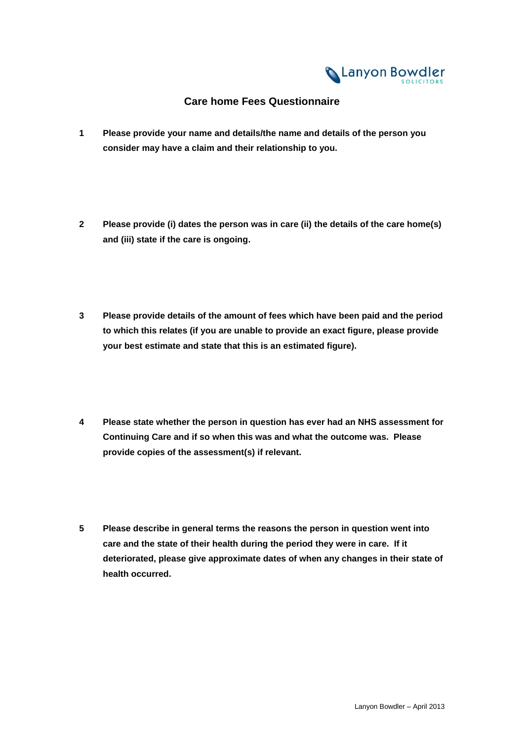Lanyon Bowdler
SOLICITORS

## Care home Fees Questionnaire

1. **Please provide your name and details/the name and details of the person you consider may have a claim and their relationship to you.**

2. **Please provide (i) dates the person was in care (ii) the details of the care home(s) and (iii) state if the care is ongoing.**

3. **Please provide details of the amount of fees which have been paid and the period to which this relates (if you are unable to provide an exact figure, please provide your best estimate and state that this is an estimated figure).**

4. **Please state whether the person in question has ever had an NHS assessment for Continuing Care and if so when this was and what the outcome was. Please provide copies of the assessment(s) if relevant.**

5. **Please describe in general terms the reasons the person in question went into care and the state of their health during the period they were in care. If it deteriorated, please give approximate dates of when any changes in their state of health occurred.**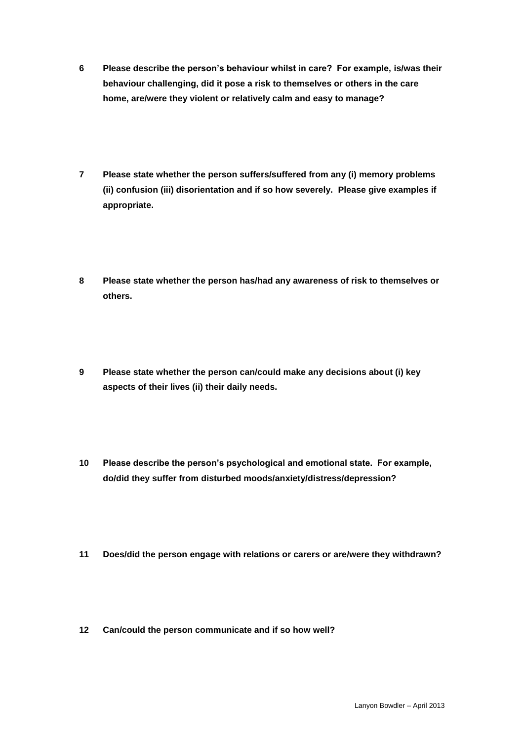**6 Please describe the person's behaviour whilst in care? For example, is/was their behaviour challenging, did it pose a risk to themselves or others in the care home, are/were they violent or relatively calm and easy to manage?**

**7 Please state whether the person suffers/suffered from any (i) memory problems (ii) confusion (iii) disorientation and if so how severely. Please give examples if appropriate.**

**8 Please state whether the person has/had any awareness of risk to themselves or others.**

**9 Please state whether the person can/could make any decisions about (i) key aspects of their lives (ii) their daily needs.**

**10 Please describe the person's psychological and emotional state. For example, do/did they suffer from disturbed moods/anxiety/distress/depression?**

**11 Does/did the person engage with relations or carers or are/were they withdrawn?**

**12 Can/could the person communicate and if so how well?**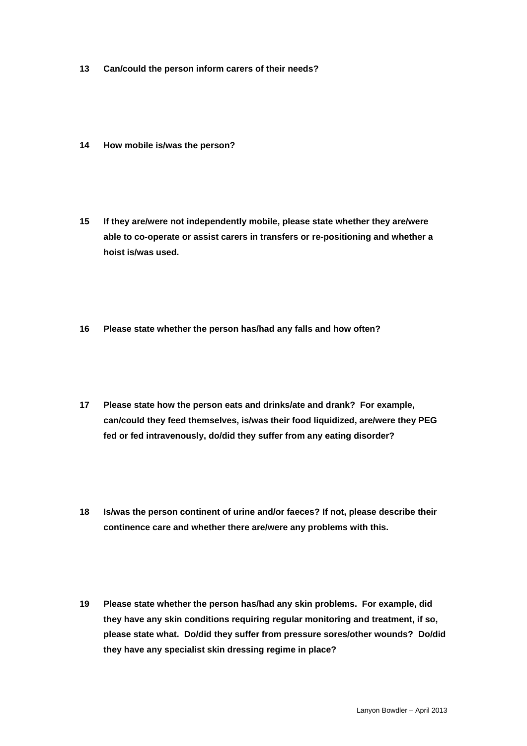**13 Can/could the person inform carers of their needs?**

**14 How mobile is/was the person?**

**15 If they are/were not independently mobile, please state whether they are/were able to co-operate or assist carers in transfers or re-positioning and whether a hoist is/was used.**

**16 Please state whether the person has/had any falls and how often?**

**17 Please state how the person eats and drinks/ate and drank? For example, can/could they feed themselves, is/was their food liquidized, are/were they PEG fed or fed intravenously, do/did they suffer from any eating disorder?**

**18 Is/was the person continent of urine and/or faeces? If not, please describe their continence care and whether there are/were any problems with this.**

**19 Please state whether the person has/had any skin problems. For example, did they have any skin conditions requiring regular monitoring and treatment, if so, please state what. Do/did they suffer from pressure sores/other wounds? Do/did they have any specialist skin dressing regime in place?**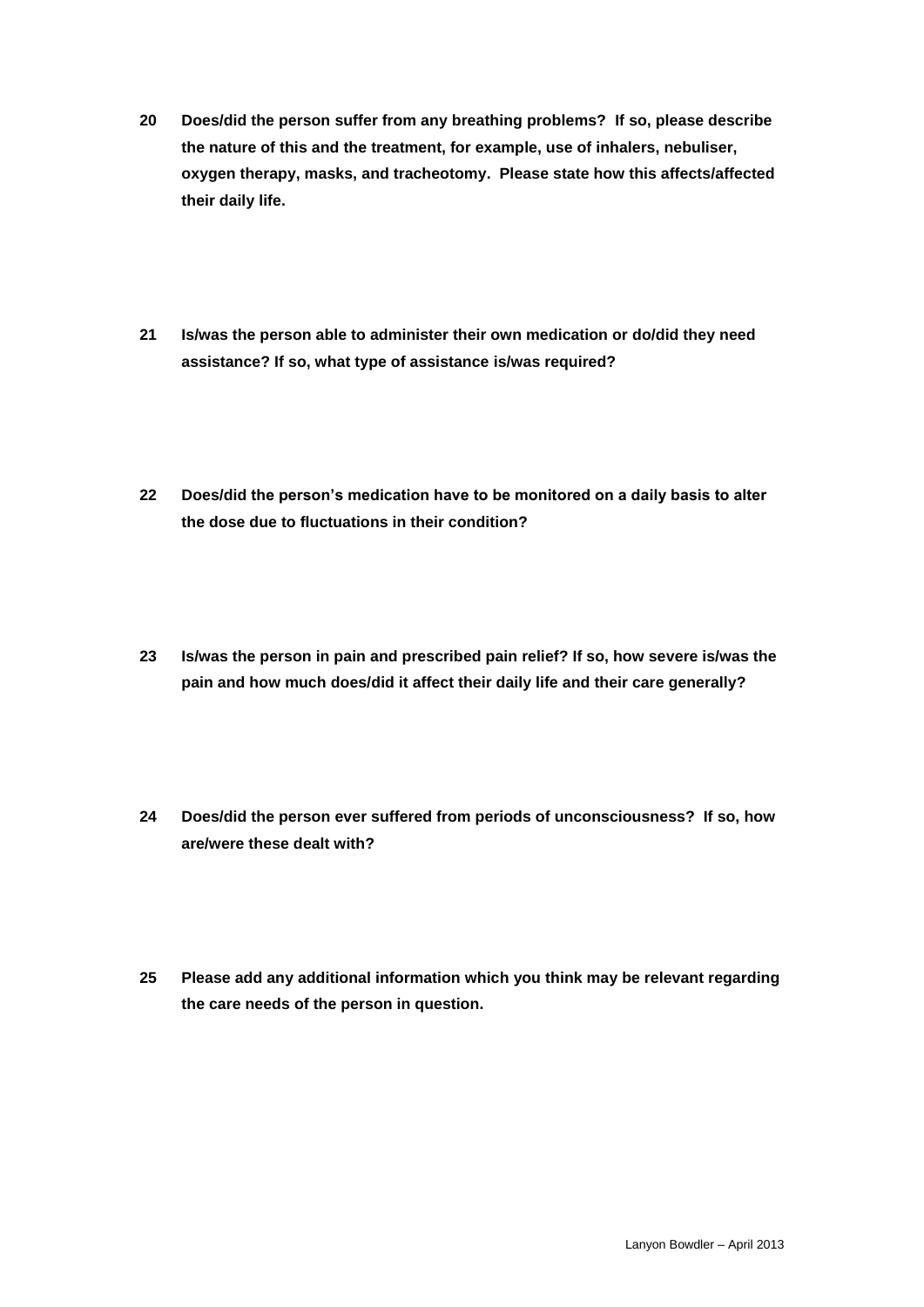**20 Does/did the person suffer from any breathing problems? If so, please describe the nature of this and the treatment, for example, use of inhalers, nebuliser, oxygen therapy, masks, and tracheotomy. Please state how this affects/affected their daily life.**

**21 Is/was the person able to administer their own medication or do/did they need assistance? If so, what type of assistance is/was required?**

**22 Does/did the person's medication have to be monitored on a daily basis to alter the dose due to fluctuations in their condition?**

**23 Is/was the person in pain and prescribed pain relief? If so, how severe is/was the pain and how much does/did it affect their daily life and their care generally?**

**24 Does/did the person ever suffered from periods of unconsciousness? If so, how are/were these dealt with?**

**25 Please add any additional information which you think may be relevant regarding the care needs of the person in question.**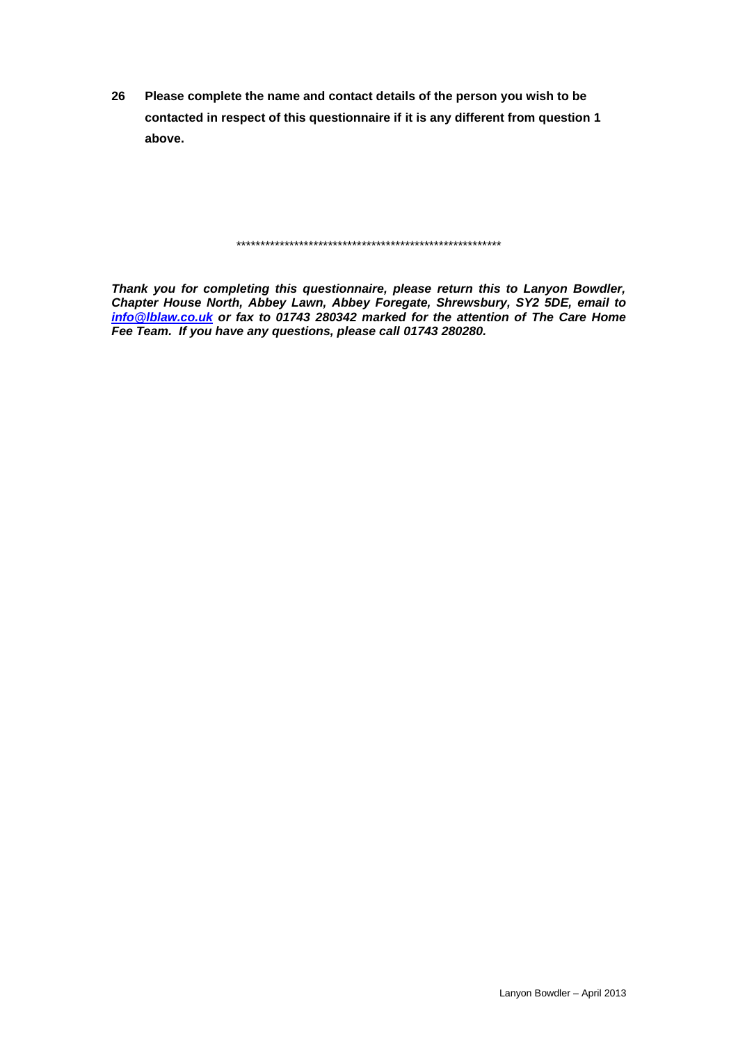**26 Please complete the name and contact details of the person you wish to be contacted in respect of this questionnaire if it is any different from question 1 above.**

********************************************************

***Thank you for completing this questionnaire, please return this to Lanyon Bowdler, Chapter House North, Abbey Lawn, Abbey Foregate, Shrewsbury, SY2 5DE, email to info@lblaw.co.uk or fax to 01743 280342 marked for the attention of The Care Home Fee Team. If you have any questions, please call 01743 280280.***